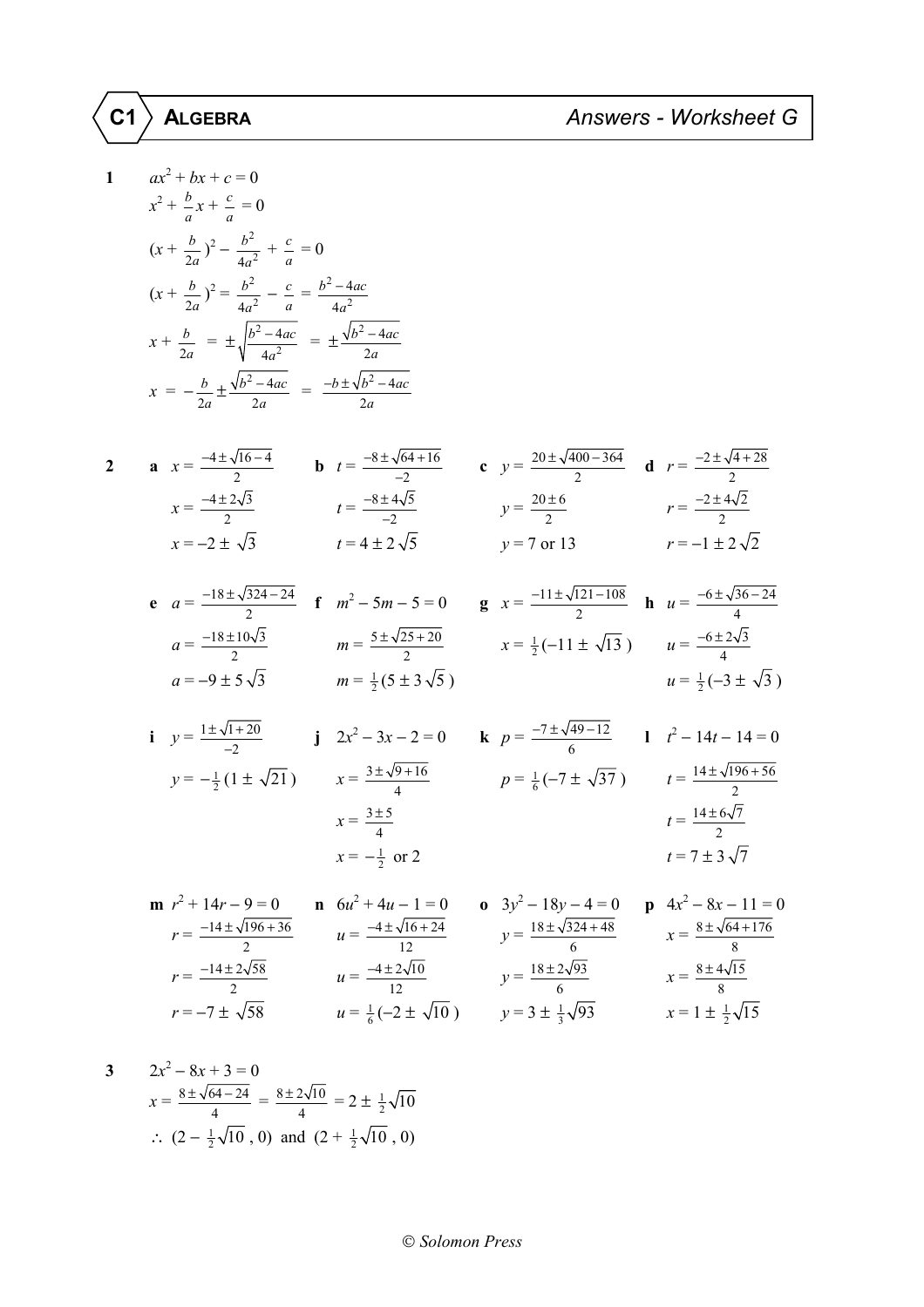# C1 ALGEBRA — Answers - Worksheet G

**1**

$$ax^2 + bx + c = 0$$

$$x^2 + \frac{b}{a}x + \frac{c}{a} = 0$$

$$(x + \frac{b}{2a})^2 - \frac{b^2}{4a^2} + \frac{c}{a} = 0$$

$$(x + \frac{b}{2a})^2 = \frac{b^2}{4a^2} - \frac{c}{a} = \frac{b^2 - 4ac}{4a^2}$$

$$x + \frac{b}{2a} = \pm\sqrt{\frac{b^2 - 4ac}{4a^2}} = \pm\frac{\sqrt{b^2 - 4ac}}{2a}$$

$$x = -\frac{b}{2a} \pm \frac{\sqrt{b^2 - 4ac}}{2a} = \frac{-b \pm \sqrt{b^2 - 4ac}}{2a}$$

**2**

**a** $x = \frac{-4 \pm \sqrt{16 - 4}}{2}$

$x = \frac{-4 \pm 2\sqrt{3}}{2}$

$x = -2 \pm \sqrt{3}$

**b** $t = \frac{-8 \pm \sqrt{64 + 16}}{-2}$

$t = \frac{-8 \pm 4\sqrt{5}}{-2}$

$t = 4 \pm 2\sqrt{5}$

**c** $y = \frac{20 \pm \sqrt{400 - 364}}{2}$

$y = \frac{20 \pm 6}{2}$

$y = 7$ or $13$

**d** $r = \frac{-2 \pm \sqrt{4 + 28}}{2}$

$r = \frac{-2 \pm 4\sqrt{2}}{2}$

$r = -1 \pm 2\sqrt{2}$

**e** $a = \frac{-18 \pm \sqrt{324 - 24}}{2}$

$a = \frac{-18 \pm 10\sqrt{3}}{2}$

$a = -9 \pm 5\sqrt{3}$

**f** $m^2 - 5m - 5 = 0$

$m = \frac{5 \pm \sqrt{25 + 20}}{2}$

$m = \frac{1}{2}(5 \pm 3\sqrt{5})$

**g** $x = \frac{-11 \pm \sqrt{121 - 108}}{2}$

$x = \frac{1}{2}(-11 \pm \sqrt{13})$

**h** $u = \frac{-6 \pm \sqrt{36 - 24}}{4}$

$u = \frac{-6 \pm 2\sqrt{3}}{4}$

$u = \frac{1}{2}(-3 \pm \sqrt{3})$

**i** $y = \frac{1 \pm \sqrt{1 + 20}}{-2}$

$y = -\frac{1}{2}(1 \pm \sqrt{21})$

**j** $2x^2 - 3x - 2 = 0$

$x = \frac{3 \pm \sqrt{9 + 16}}{4}$

$x = \frac{3 \pm 5}{4}$

$x = -\frac{1}{2}$ or $2$

**k** $p = \frac{-7 \pm \sqrt{49 - 12}}{6}$

$p = \frac{1}{6}(-7 \pm \sqrt{37})$

**l** $t^2 - 14t - 14 = 0$

$t = \frac{14 \pm \sqrt{196 + 56}}{2}$

$t = \frac{14 \pm 6\sqrt{7}}{2}$

$t = 7 \pm 3\sqrt{7}$

**m** $r^2 + 14r - 9 = 0$

$r = \frac{-14 \pm \sqrt{196 + 36}}{2}$

$r = \frac{-14 \pm 2\sqrt{58}}{2}$

$r = -7 \pm \sqrt{58}$

**n** $6u^2 + 4u - 1 = 0$

$u = \frac{-4 \pm \sqrt{16 + 24}}{12}$

$u = \frac{-4 \pm 2\sqrt{10}}{12}$

$u = \frac{1}{6}(-2 \pm \sqrt{10})$

**o** $3y^2 - 18y - 4 = 0$

$y = \frac{18 \pm \sqrt{324 + 48}}{6}$

$y = \frac{18 \pm 2\sqrt{93}}{6}$

$y = 3 \pm \frac{1}{3}\sqrt{93}$

**p** $4x^2 - 8x - 11 = 0$

$x = \frac{8 \pm \sqrt{64 + 176}}{8}$

$x = \frac{8 \pm 4\sqrt{15}}{8}$

$x = 1 \pm \frac{1}{2}\sqrt{15}$

**3**

$$2x^2 - 8x + 3 = 0$$

$$x = \frac{8 \pm \sqrt{64 - 24}}{4} = \frac{8 \pm 2\sqrt{10}}{4} = 2 \pm \tfrac{1}{2}\sqrt{10}$$

$\therefore$ $(2 - \frac{1}{2}\sqrt{10}, 0)$ and $(2 + \frac{1}{2}\sqrt{10}, 0)$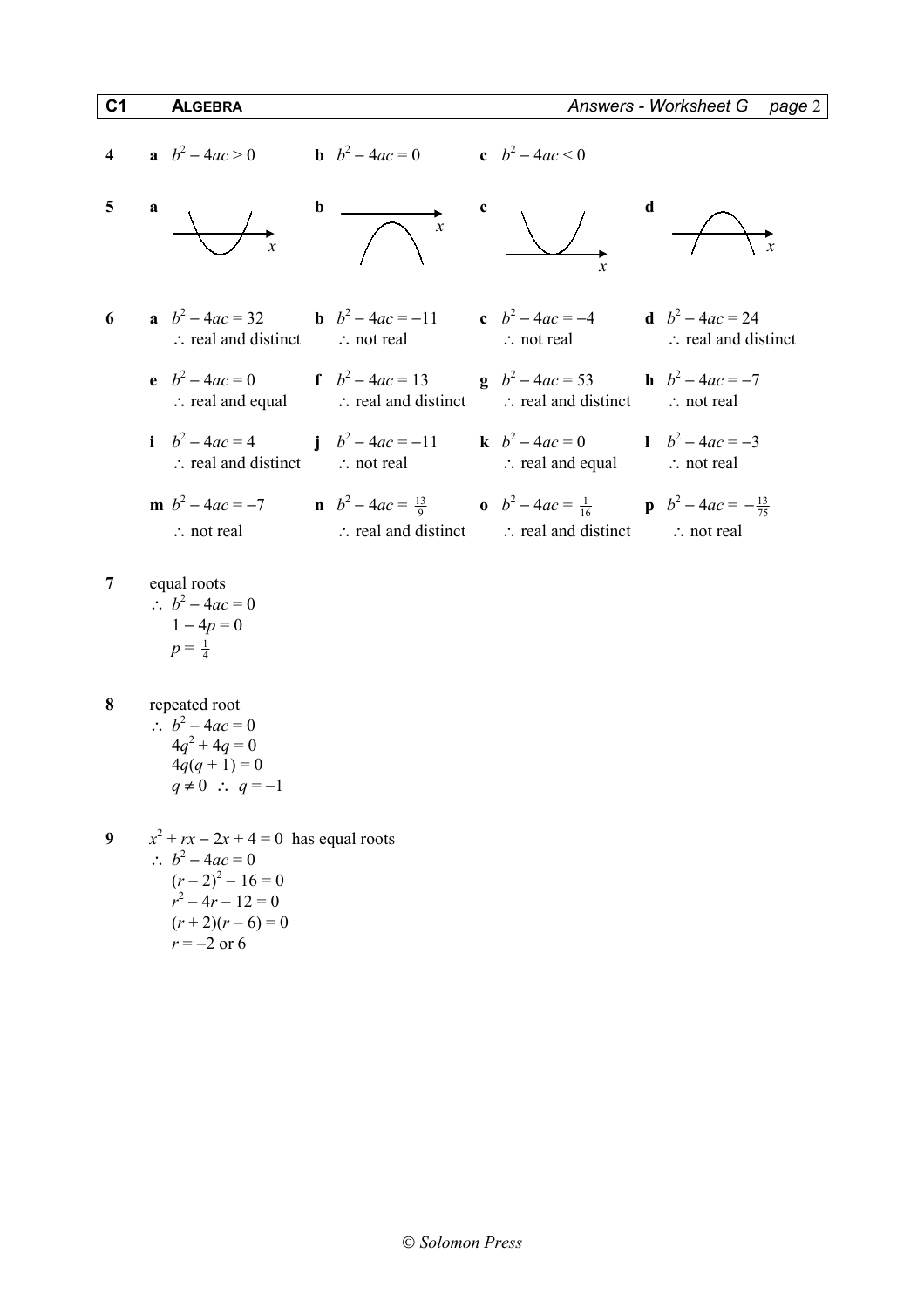**4** **a** $b^2 - 4ac > 0$ **b** $b^2 - 4ac = 0$ **c** $b^2 - 4ac < 0$

**5** **a** $x$ **b** $x$ **c** $x$ **d** $x$

**6**

**a** $b^2 - 4ac = 32$
$\therefore$ real and distinct

**b** $b^2 - 4ac = -11$
$\therefore$ not real

**c** $b^2 - 4ac = -4$
$\therefore$ not real

**d** $b^2 - 4ac = 24$
$\therefore$ real and distinct

**e** $b^2 - 4ac = 0$
$\therefore$ real and equal

**f** $b^2 - 4ac = 13$
$\therefore$ real and distinct

**g** $b^2 - 4ac = 53$
$\therefore$ real and distinct

**h** $b^2 - 4ac = -7$
$\therefore$ not real

**i** $b^2 - 4ac = 4$
$\therefore$ real and distinct

**j** $b^2 - 4ac = -11$
$\therefore$ not real

**k** $b^2 - 4ac = 0$
$\therefore$ real and equal

**l** $b^2 - 4ac = -3$
$\therefore$ not real

**m** $b^2 - 4ac = -7$
$\therefore$ not real

**n** $b^2 - 4ac = \frac{13}{9}$
$\therefore$ real and distinct

**o** $b^2 - 4ac = \frac{1}{16}$
$\therefore$ real and distinct

**p** $b^2 - 4ac = -\frac{13}{75}$
$\therefore$ not real

**7** equal roots

$\therefore\ b^2 - 4ac = 0$

$1 - 4p = 0$

$p = \frac{1}{4}$

**8** repeated root

$\therefore\ b^2 - 4ac = 0$

$4q^2 + 4q = 0$

$4q(q + 1) = 0$

$q \neq 0 \ \therefore\ q = -1$

**9** $x^2 + rx - 2x + 4 = 0$ has equal roots

$\therefore\ b^2 - 4ac = 0$

$(r - 2)^2 - 16 = 0$

$r^2 - 4r - 12 = 0$

$(r + 2)(r - 6) = 0$

$r = -2$ or $6$